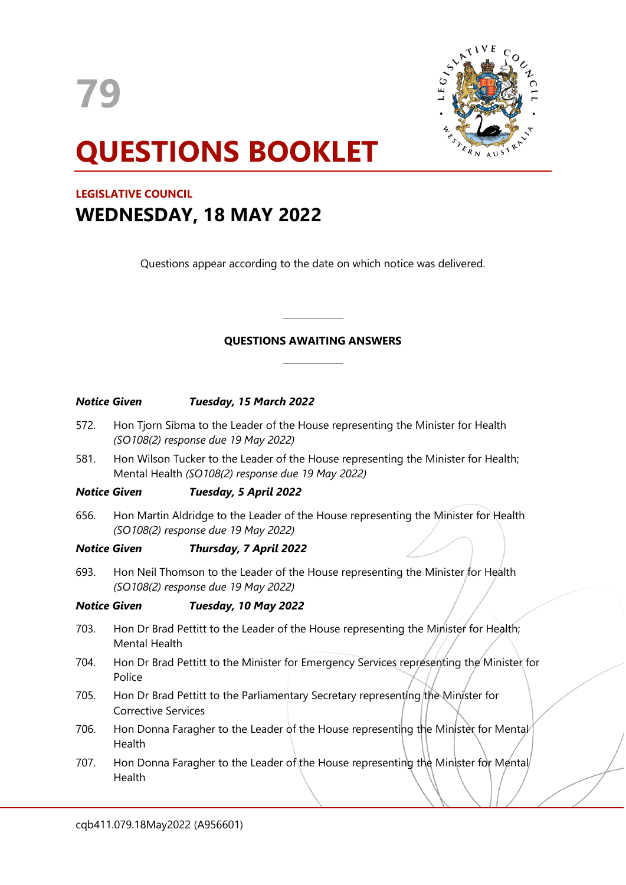79

# QUESTIONS BOOKLET

**LEGISLATIVE COUNCIL**

## WEDNESDAY, 18 MAY 2022

Questions appear according to the date on which notice was delivered.

---

**QUESTIONS AWAITING ANSWERS**

---

***Notice Given Tuesday, 15 March 2022***

572. Hon Tjorn Sibma to the Leader of the House representing the Minister for Health *(SO108(2) response due 19 May 2022)*

581. Hon Wilson Tucker to the Leader of the House representing the Minister for Health; Mental Health *(SO108(2) response due 19 May 2022)*

***Notice Given Tuesday, 5 April 2022***

656. Hon Martin Aldridge to the Leader of the House representing the Minister for Health *(SO108(2) response due 19 May 2022)*

***Notice Given Thursday, 7 April 2022***

693. Hon Neil Thomson to the Leader of the House representing the Minister for Health *(SO108(2) response due 19 May 2022)*

***Notice Given Tuesday, 10 May 2022***

703. Hon Dr Brad Pettitt to the Leader of the House representing the Minister for Health; Mental Health

704. Hon Dr Brad Pettitt to the Minister for Emergency Services representing the Minister for Police

705. Hon Dr Brad Pettitt to the Parliamentary Secretary representing the Minister for Corrective Services

706. Hon Donna Faragher to the Leader of the House representing the Minister for Mental Health

707. Hon Donna Faragher to the Leader of the House representing the Minister for Mental Health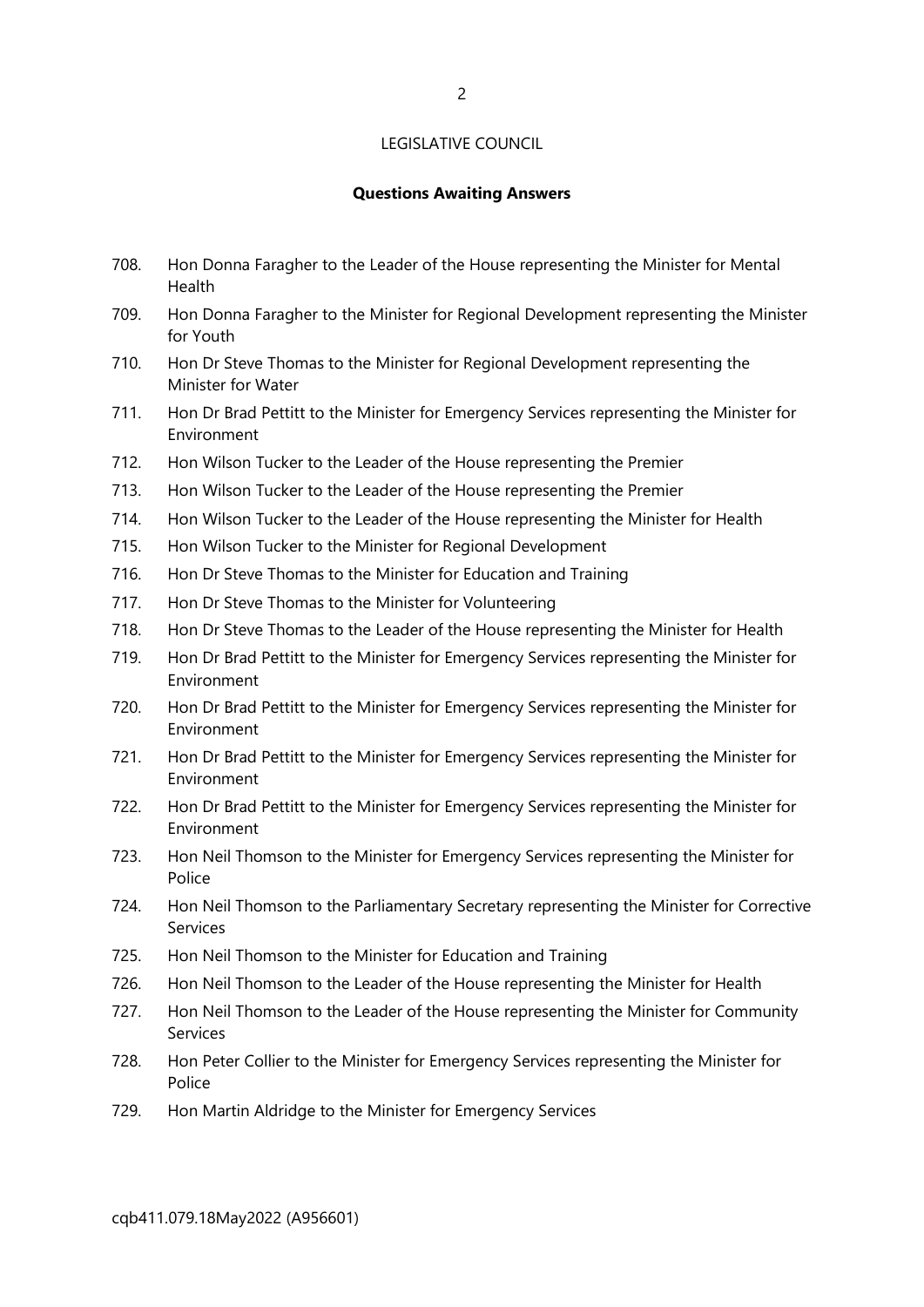LEGISLATIVE COUNCIL

**Questions Awaiting Answers**

708. Hon Donna Faragher to the Leader of the House representing the Minister for Mental Health
709. Hon Donna Faragher to the Minister for Regional Development representing the Minister for Youth
710. Hon Dr Steve Thomas to the Minister for Regional Development representing the Minister for Water
711. Hon Dr Brad Pettitt to the Minister for Emergency Services representing the Minister for Environment
712. Hon Wilson Tucker to the Leader of the House representing the Premier
713. Hon Wilson Tucker to the Leader of the House representing the Premier
714. Hon Wilson Tucker to the Leader of the House representing the Minister for Health
715. Hon Wilson Tucker to the Minister for Regional Development
716. Hon Dr Steve Thomas to the Minister for Education and Training
717. Hon Dr Steve Thomas to the Minister for Volunteering
718. Hon Dr Steve Thomas to the Leader of the House representing the Minister for Health
719. Hon Dr Brad Pettitt to the Minister for Emergency Services representing the Minister for Environment
720. Hon Dr Brad Pettitt to the Minister for Emergency Services representing the Minister for Environment
721. Hon Dr Brad Pettitt to the Minister for Emergency Services representing the Minister for Environment
722. Hon Dr Brad Pettitt to the Minister for Emergency Services representing the Minister for Environment
723. Hon Neil Thomson to the Minister for Emergency Services representing the Minister for Police
724. Hon Neil Thomson to the Parliamentary Secretary representing the Minister for Corrective Services
725. Hon Neil Thomson to the Minister for Education and Training
726. Hon Neil Thomson to the Leader of the House representing the Minister for Health
727. Hon Neil Thomson to the Leader of the House representing the Minister for Community Services
728. Hon Peter Collier to the Minister for Emergency Services representing the Minister for Police
729. Hon Martin Aldridge to the Minister for Emergency Services

cqb411.079.18May2022 (A956601)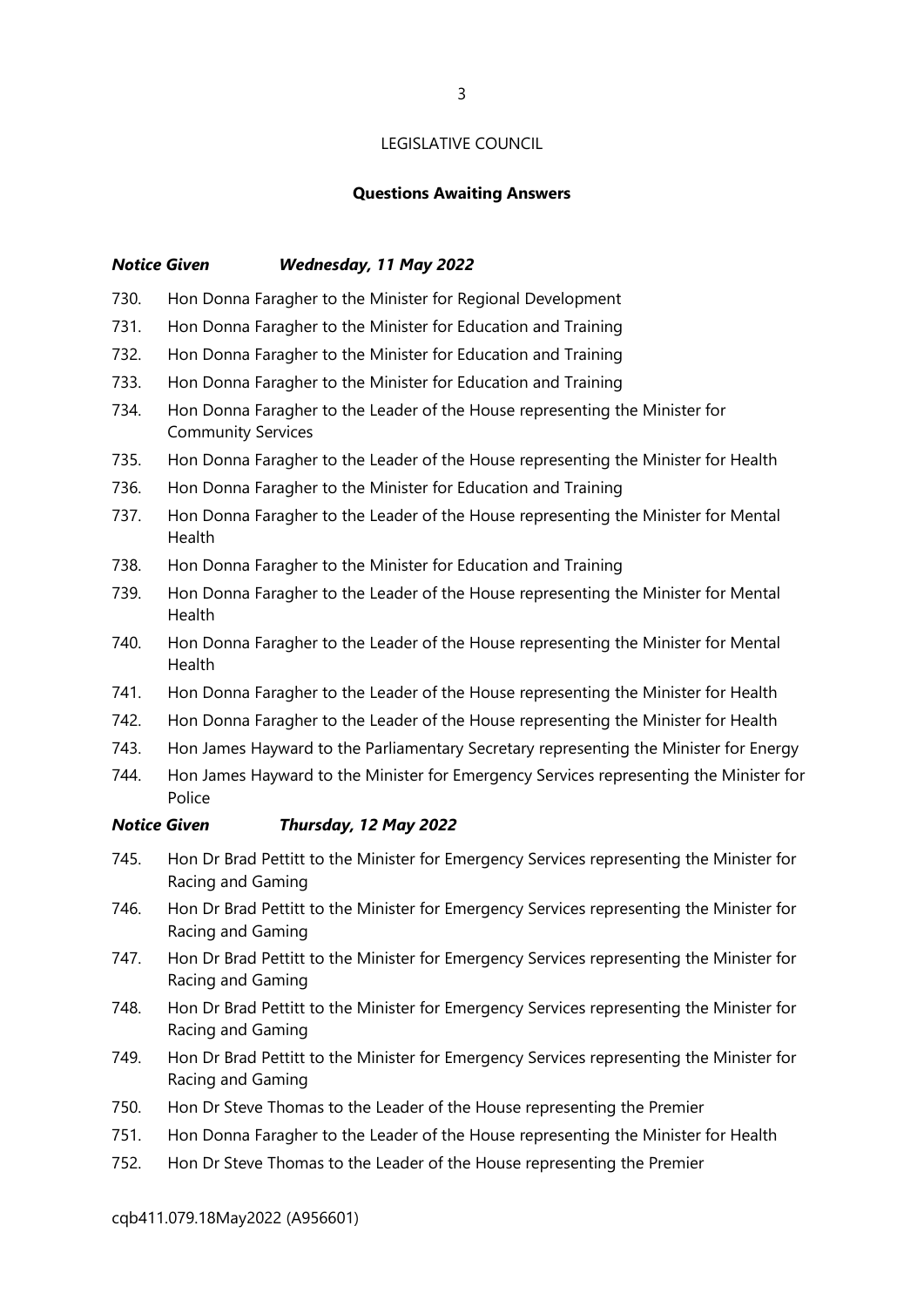LEGISLATIVE COUNCIL

**Questions Awaiting Answers**

***Notice Given Wednesday, 11 May 2022***

730. Hon Donna Faragher to the Minister for Regional Development
731. Hon Donna Faragher to the Minister for Education and Training
732. Hon Donna Faragher to the Minister for Education and Training
733. Hon Donna Faragher to the Minister for Education and Training
734. Hon Donna Faragher to the Leader of the House representing the Minister for Community Services
735. Hon Donna Faragher to the Leader of the House representing the Minister for Health
736. Hon Donna Faragher to the Minister for Education and Training
737. Hon Donna Faragher to the Leader of the House representing the Minister for Mental Health
738. Hon Donna Faragher to the Minister for Education and Training
739. Hon Donna Faragher to the Leader of the House representing the Minister for Mental Health
740. Hon Donna Faragher to the Leader of the House representing the Minister for Mental Health
741. Hon Donna Faragher to the Leader of the House representing the Minister for Health
742. Hon Donna Faragher to the Leader of the House representing the Minister for Health
743. Hon James Hayward to the Parliamentary Secretary representing the Minister for Energy
744. Hon James Hayward to the Minister for Emergency Services representing the Minister for Police

***Notice Given Thursday, 12 May 2022***

745. Hon Dr Brad Pettitt to the Minister for Emergency Services representing the Minister for Racing and Gaming
746. Hon Dr Brad Pettitt to the Minister for Emergency Services representing the Minister for Racing and Gaming
747. Hon Dr Brad Pettitt to the Minister for Emergency Services representing the Minister for Racing and Gaming
748. Hon Dr Brad Pettitt to the Minister for Emergency Services representing the Minister for Racing and Gaming
749. Hon Dr Brad Pettitt to the Minister for Emergency Services representing the Minister for Racing and Gaming
750. Hon Dr Steve Thomas to the Leader of the House representing the Premier
751. Hon Donna Faragher to the Leader of the House representing the Minister for Health
752. Hon Dr Steve Thomas to the Leader of the House representing the Premier

cqb411.079.18May2022 (A956601)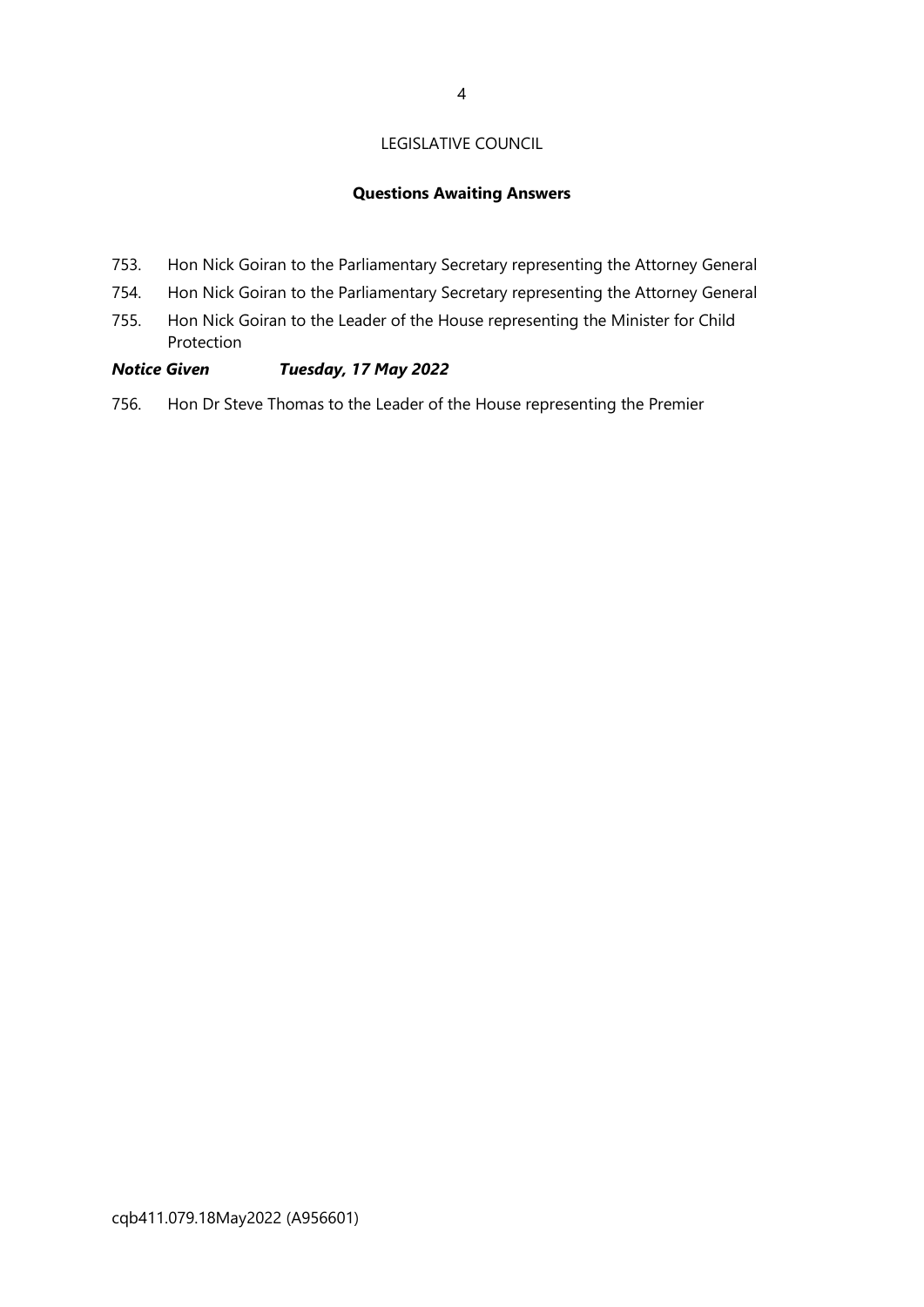LEGISLATIVE COUNCIL

**Questions Awaiting Answers**

753. Hon Nick Goiran to the Parliamentary Secretary representing the Attorney General
754. Hon Nick Goiran to the Parliamentary Secretary representing the Attorney General
755. Hon Nick Goiran to the Leader of the House representing the Minister for Child Protection

***Notice Given Tuesday, 17 May 2022***

756. Hon Dr Steve Thomas to the Leader of the House representing the Premier

cqb411.079.18May2022 (A956601)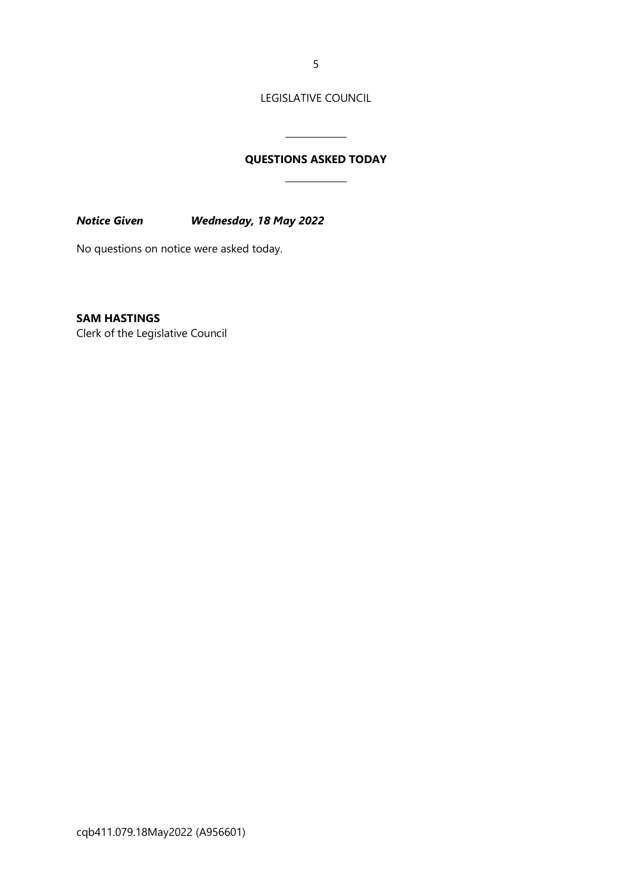LEGISLATIVE COUNCIL

## QUESTIONS ASKED TODAY

***Notice Given Wednesday, 18 May 2022***

No questions on notice were asked today.

**SAM HASTINGS**
Clerk of the Legislative Council

cqb411.079.18May2022 (A956601)